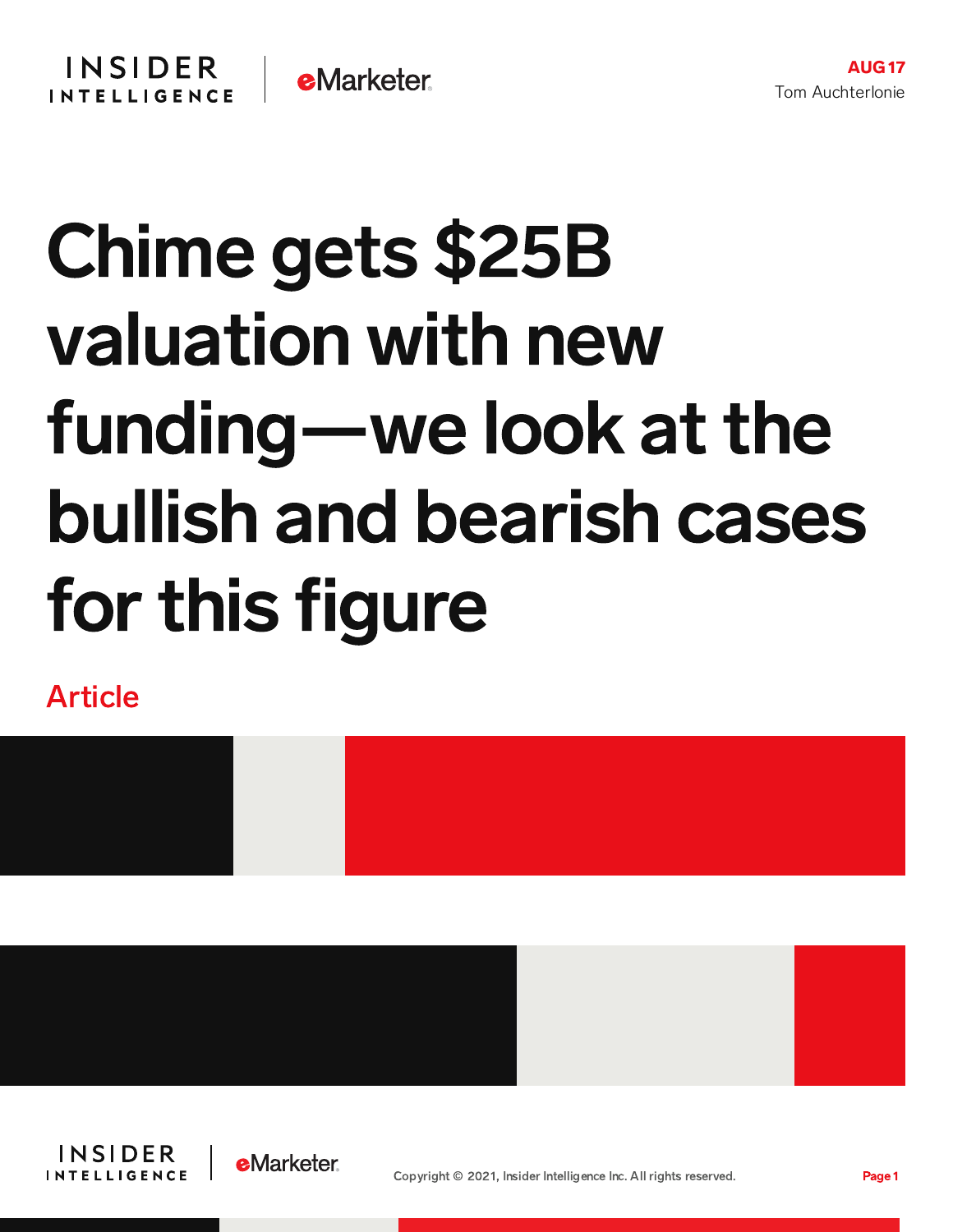AUG 17
Tom Auchterlonie

# Chime gets $25B valuation with new funding—we look at the bullish and bearish cases for this figure

Article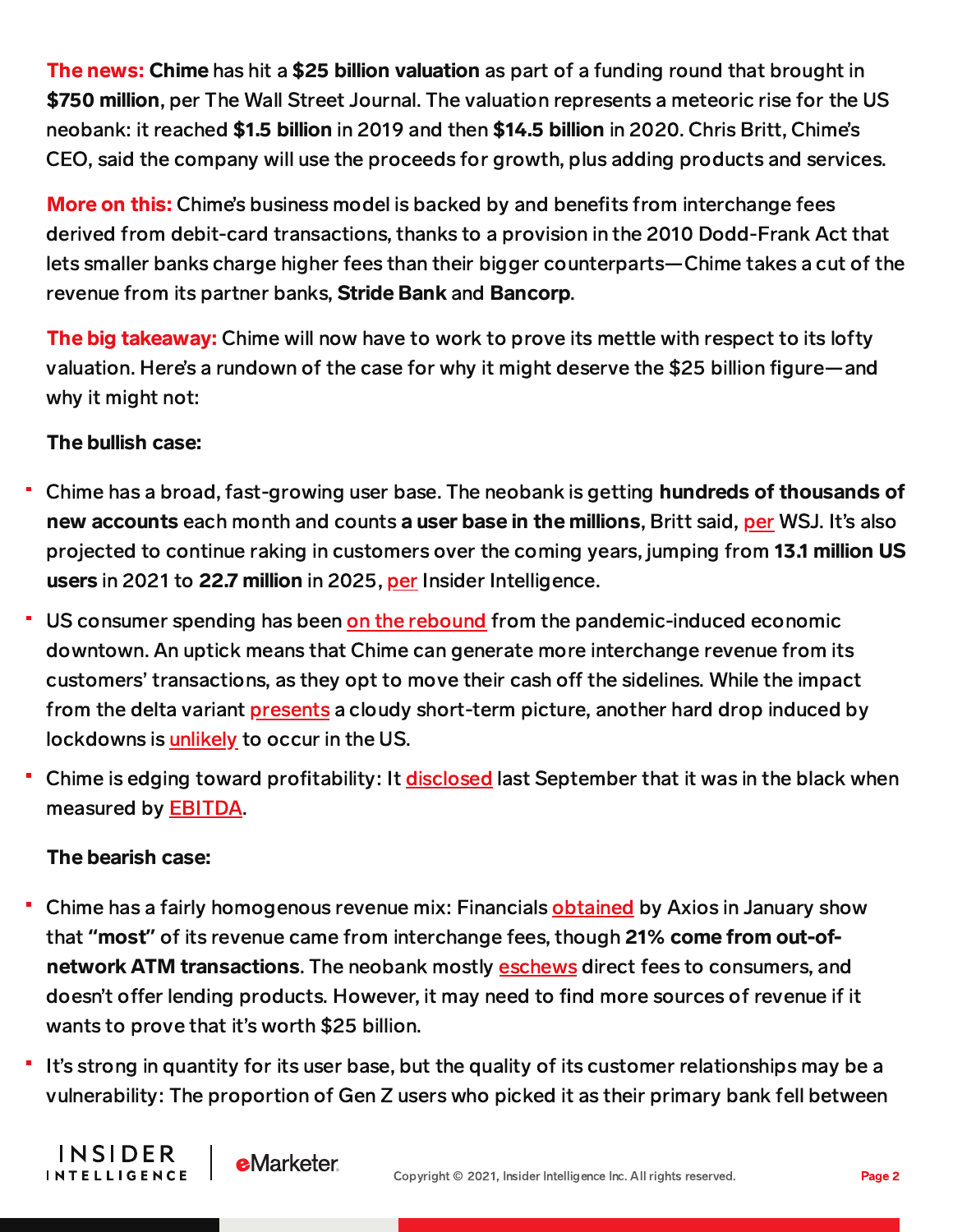**The news:** **Chime** has hit a **$25 billion valuation** as part of a funding round that brought in **$750 million**, per The Wall Street Journal. The valuation represents a meteoric rise for the US neobank: it reached **$1.5 billion** in 2019 and then **$14.5 billion** in 2020. Chris Britt, Chime's CEO, said the company will use the proceeds for growth, plus adding products and services.

**More on this:** Chime's business model is backed by and benefits from interchange fees derived from debit-card transactions, thanks to a provision in the 2010 Dodd-Frank Act that lets smaller banks charge higher fees than their bigger counterparts—Chime takes a cut of the revenue from its partner banks, **Stride Bank** and **Bancorp**.

**The big takeaway:** Chime will now have to work to prove its mettle with respect to its lofty valuation. Here's a rundown of the case for why it might deserve the $25 billion figure—and why it might not:

**The bullish case:**

- Chime has a broad, fast-growing user base. The neobank is getting **hundreds of thousands of new accounts** each month and counts **a user base in the millions**, Britt said, per WSJ. It's also projected to continue raking in customers over the coming years, jumping from **13.1 million US users** in 2021 to **22.7 million** in 2025, per Insider Intelligence.
- US consumer spending has been on the rebound from the pandemic-induced economic downtown. An uptick means that Chime can generate more interchange revenue from its customers' transactions, as they opt to move their cash off the sidelines. While the impact from the delta variant presents a cloudy short-term picture, another hard drop induced by lockdowns is unlikely to occur in the US.
- Chime is edging toward profitability: It disclosed last September that it was in the black when measured by EBITDA.

**The bearish case:**

- Chime has a fairly homogenous revenue mix: Financials obtained by Axios in January show that **"most"** of its revenue came from interchange fees, though **21% come from out-of-network ATM transactions**. The neobank mostly eschews direct fees to consumers, and doesn't offer lending products. However, it may need to find more sources of revenue if it wants to prove that it's worth $25 billion.
- It's strong in quantity for its user base, but the quality of its customer relationships may be a vulnerability: The proportion of Gen Z users who picked it as their primary bank fell between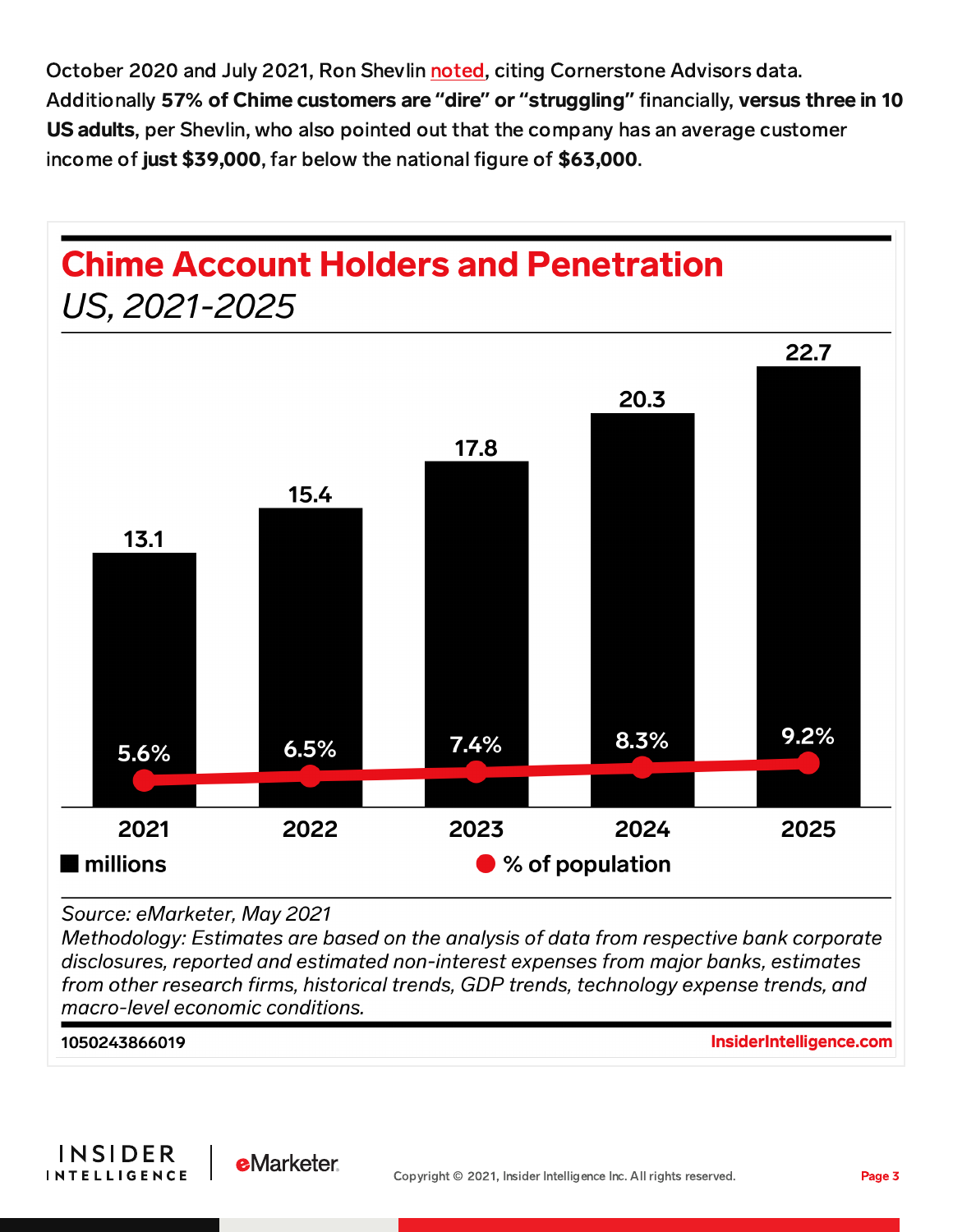October 2020 and July 2021, Ron Shevlin noted, citing Cornerstone Advisors data. Additionally **57% of Chime customers are "dire" or "struggling"** financially, **versus three in 10 US adults**, per Shevlin, who also pointed out that the company has an average customer income of **just $39,000**, far below the national figure of **$63,000**.

## Chime Account Holders and Penetration

*US, 2021-2025*

13.1
15.4
17.8
20.3
22.7

5.6%
6.5%
7.4%
8.3%
9.2%

2021
2022
2023
2024
2025

millions
% of population

*Source: eMarketer, May 2021*
*Methodology: Estimates are based on the analysis of data from respective bank corporate disclosures, reported and estimated non-interest expenses from major banks, estimates from other research firms, historical trends, GDP trends, technology expense trends, and macro-level economic conditions.*

1050243866019

InsiderIntelligence.com